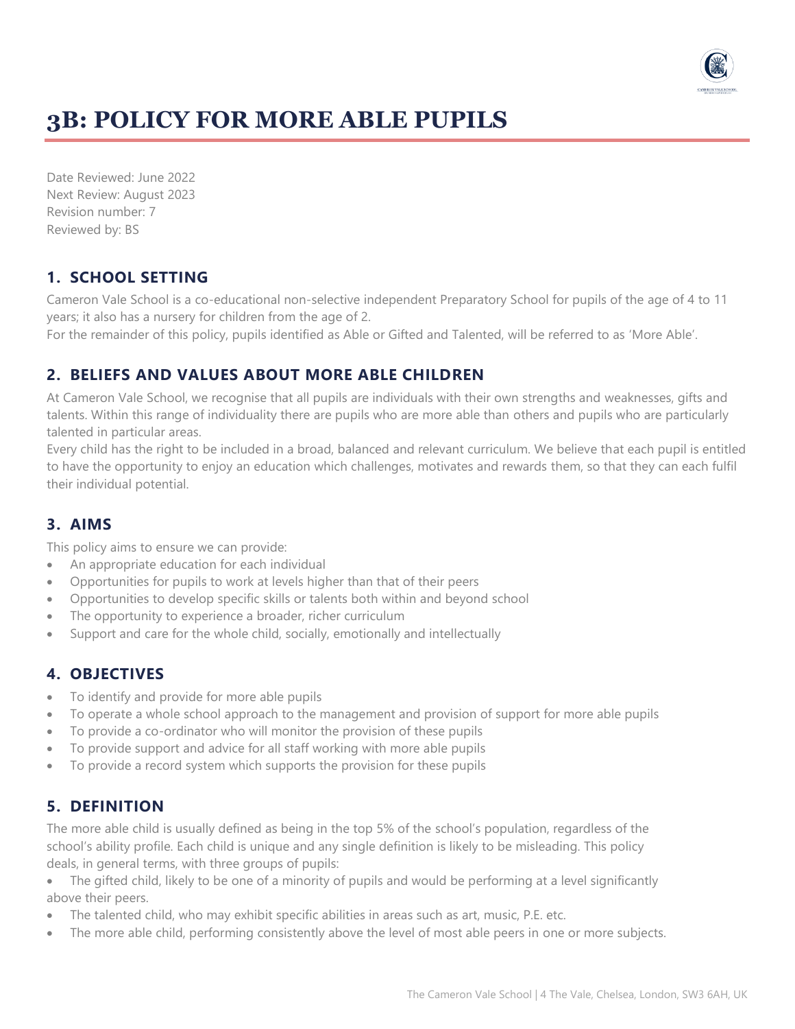# 3B: POLICY FOR MORE ABLE PUPILS

Date Reviewed: June 2022
Next Review: August 2023
Revision number: 7
Reviewed by: BS

## 1. SCHOOL SETTING

Cameron Vale School is a co-educational non-selective independent Preparatory School for pupils of the age of 4 to 11 years; it also has a nursery for children from the age of 2.
For the remainder of this policy, pupils identified as Able or Gifted and Talented, will be referred to as 'More Able'.

## 2. BELIEFS AND VALUES ABOUT MORE ABLE CHILDREN

At Cameron Vale School, we recognise that all pupils are individuals with their own strengths and weaknesses, gifts and talents. Within this range of individuality there are pupils who are more able than others and pupils who are particularly talented in particular areas.
Every child has the right to be included in a broad, balanced and relevant curriculum. We believe that each pupil is entitled to have the opportunity to enjoy an education which challenges, motivates and rewards them, so that they can each fulfil their individual potential.

## 3. AIMS

This policy aims to ensure we can provide:

- An appropriate education for each individual
- Opportunities for pupils to work at levels higher than that of their peers
- Opportunities to develop specific skills or talents both within and beyond school
- The opportunity to experience a broader, richer curriculum
- Support and care for the whole child, socially, emotionally and intellectually

## 4. OBJECTIVES

- To identify and provide for more able pupils
- To operate a whole school approach to the management and provision of support for more able pupils
- To provide a co-ordinator who will monitor the provision of these pupils
- To provide support and advice for all staff working with more able pupils
- To provide a record system which supports the provision for these pupils

## 5. DEFINITION

The more able child is usually defined as being in the top 5% of the school's population, regardless of the school's ability profile. Each child is unique and any single definition is likely to be misleading. This policy deals, in general terms, with three groups of pupils:

- The gifted child, likely to be one of a minority of pupils and would be performing at a level significantly above their peers.
- The talented child, who may exhibit specific abilities in areas such as art, music, P.E. etc.
- The more able child, performing consistently above the level of most able peers in one or more subjects.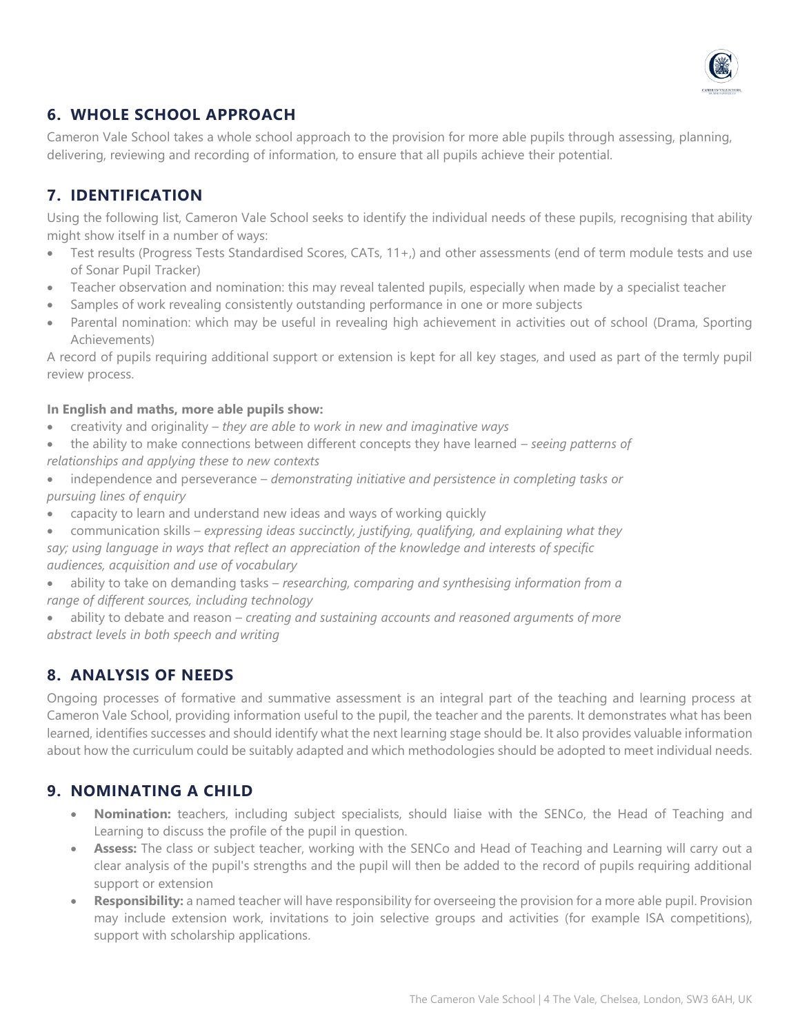## 6. WHOLE SCHOOL APPROACH

Cameron Vale School takes a whole school approach to the provision for more able pupils through assessing, planning, delivering, reviewing and recording of information, to ensure that all pupils achieve their potential.

## 7. IDENTIFICATION

Using the following list, Cameron Vale School seeks to identify the individual needs of these pupils, recognising that ability might show itself in a number of ways:

- Test results (Progress Tests Standardised Scores, CATs, 11+,) and other assessments (end of term module tests and use of Sonar Pupil Tracker)
- Teacher observation and nomination: this may reveal talented pupils, especially when made by a specialist teacher
- Samples of work revealing consistently outstanding performance in one or more subjects
- Parental nomination: which may be useful in revealing high achievement in activities out of school (Drama, Sporting Achievements)

A record of pupils requiring additional support or extension is kept for all key stages, and used as part of the termly pupil review process.

**In English and maths, more able pupils show:**

- creativity and originality – *they are able to work in new and imaginative ways*
- the ability to make connections between different concepts they have learned – *seeing patterns of relationships and applying these to new contexts*
- independence and perseverance – *demonstrating initiative and persistence in completing tasks or pursuing lines of enquiry*
- capacity to learn and understand new ideas and ways of working quickly
- communication skills – *expressing ideas succinctly, justifying, qualifying, and explaining what they say; using language in ways that reflect an appreciation of the knowledge and interests of specific audiences, acquisition and use of vocabulary*
- ability to take on demanding tasks – *researching, comparing and synthesising information from a range of different sources, including technology*
- ability to debate and reason – *creating and sustaining accounts and reasoned arguments of more abstract levels in both speech and writing*

## 8. ANALYSIS OF NEEDS

Ongoing processes of formative and summative assessment is an integral part of the teaching and learning process at Cameron Vale School, providing information useful to the pupil, the teacher and the parents. It demonstrates what has been learned, identifies successes and should identify what the next learning stage should be. It also provides valuable information about how the curriculum could be suitably adapted and which methodologies should be adopted to meet individual needs.

## 9. NOMINATING A CHILD

- **Nomination:** teachers, including subject specialists, should liaise with the SENCo, the Head of Teaching and Learning to discuss the profile of the pupil in question.
- **Assess:** The class or subject teacher, working with the SENCo and Head of Teaching and Learning will carry out a clear analysis of the pupil's strengths and the pupil will then be added to the record of pupils requiring additional support or extension
- **Responsibility:** a named teacher will have responsibility for overseeing the provision for a more able pupil. Provision may include extension work, invitations to join selective groups and activities (for example ISA competitions), support with scholarship applications.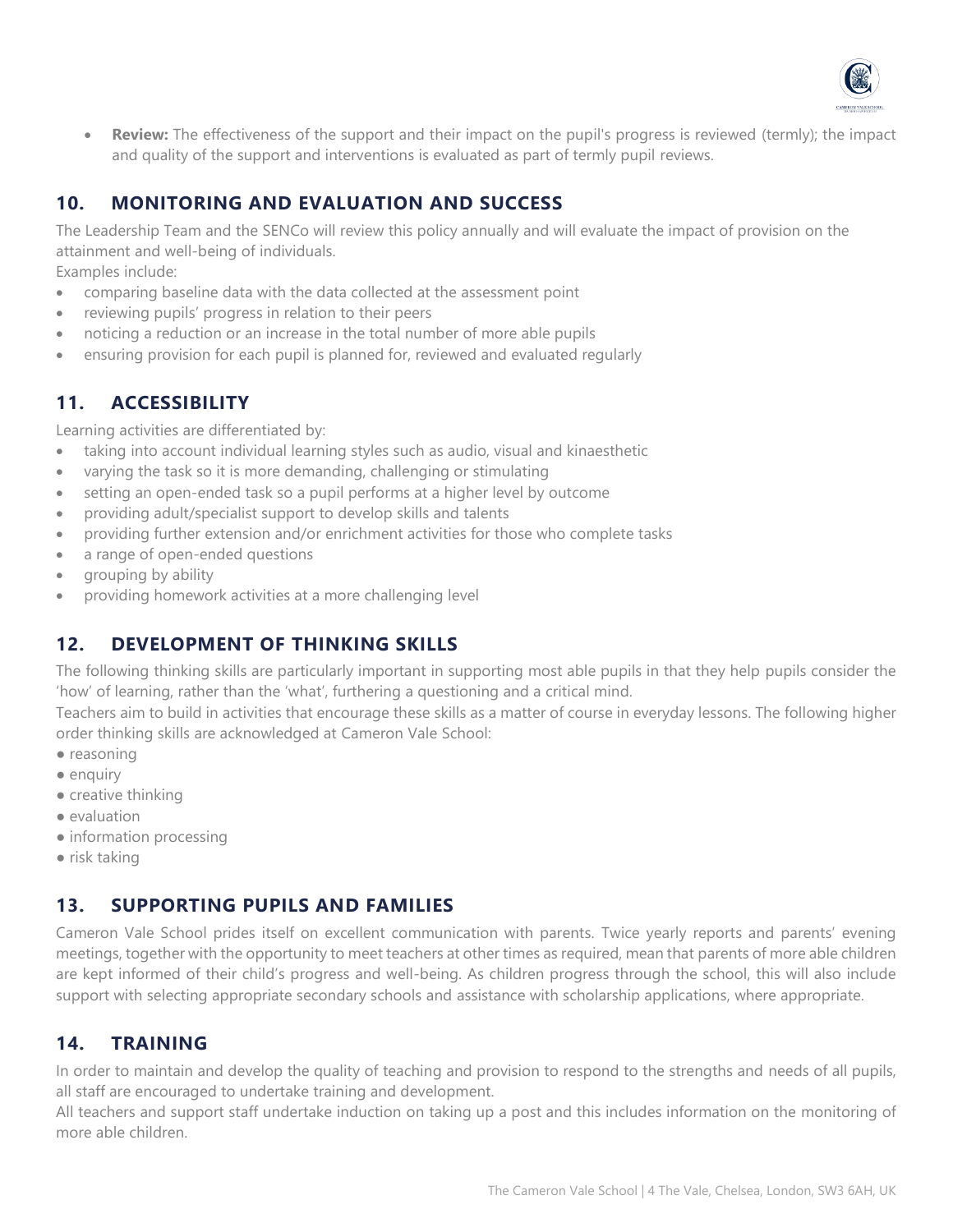- **Review:** The effectiveness of the support and their impact on the pupil's progress is reviewed (termly); the impact and quality of the support and interventions is evaluated as part of termly pupil reviews.

## 10. MONITORING AND EVALUATION AND SUCCESS

The Leadership Team and the SENCo will review this policy annually and will evaluate the impact of provision on the attainment and well-being of individuals.
Examples include:

- comparing baseline data with the data collected at the assessment point
- reviewing pupils' progress in relation to their peers
- noticing a reduction or an increase in the total number of more able pupils
- ensuring provision for each pupil is planned for, reviewed and evaluated regularly

## 11. ACCESSIBILITY

Learning activities are differentiated by:

- taking into account individual learning styles such as audio, visual and kinaesthetic
- varying the task so it is more demanding, challenging or stimulating
- setting an open-ended task so a pupil performs at a higher level by outcome
- providing adult/specialist support to develop skills and talents
- providing further extension and/or enrichment activities for those who complete tasks
- a range of open-ended questions
- grouping by ability
- providing homework activities at a more challenging level

## 12. DEVELOPMENT OF THINKING SKILLS

The following thinking skills are particularly important in supporting most able pupils in that they help pupils consider the 'how' of learning, rather than the 'what', furthering a questioning and a critical mind.
Teachers aim to build in activities that encourage these skills as a matter of course in everyday lessons. The following higher order thinking skills are acknowledged at Cameron Vale School:

- reasoning
- enquiry
- creative thinking
- evaluation
- information processing
- risk taking

## 13. SUPPORTING PUPILS AND FAMILIES

Cameron Vale School prides itself on excellent communication with parents. Twice yearly reports and parents' evening meetings, together with the opportunity to meet teachers at other times as required, mean that parents of more able children are kept informed of their child's progress and well-being. As children progress through the school, this will also include support with selecting appropriate secondary schools and assistance with scholarship applications, where appropriate.

## 14. TRAINING

In order to maintain and develop the quality of teaching and provision to respond to the strengths and needs of all pupils, all staff are encouraged to undertake training and development.
All teachers and support staff undertake induction on taking up a post and this includes information on the monitoring of more able children.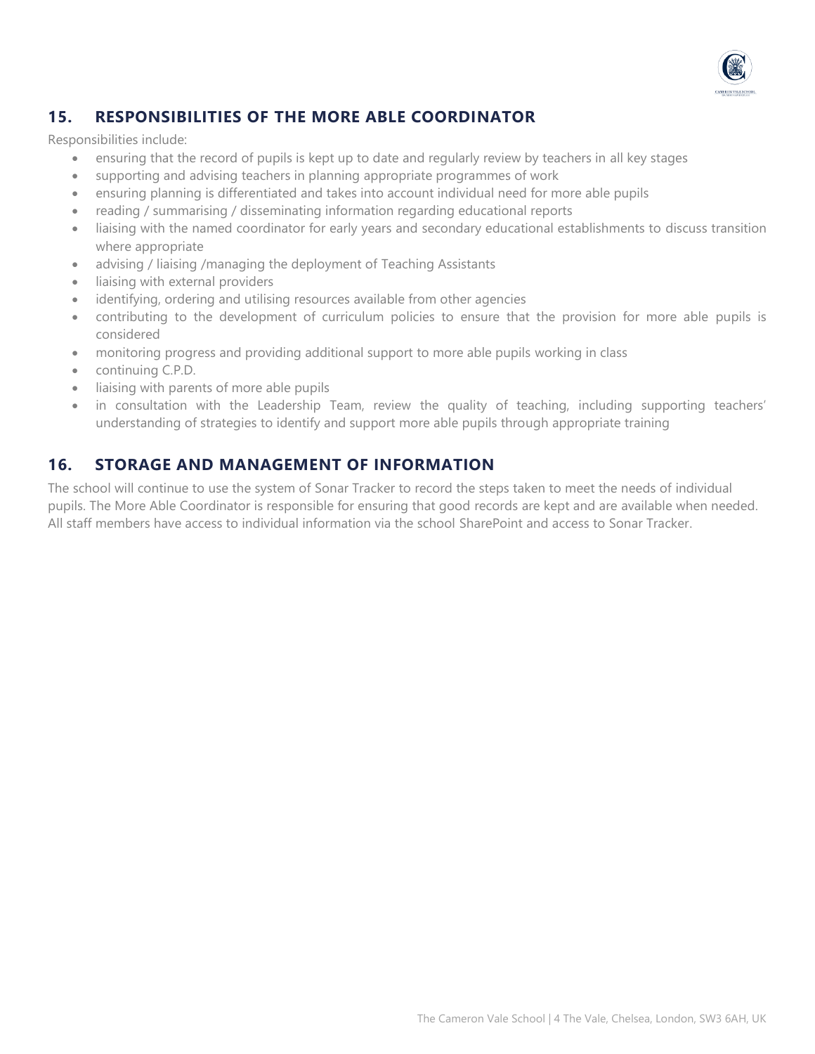## 15. RESPONSIBILITIES OF THE MORE ABLE COORDINATOR

Responsibilities include:

- ensuring that the record of pupils is kept up to date and regularly review by teachers in all key stages
- supporting and advising teachers in planning appropriate programmes of work
- ensuring planning is differentiated and takes into account individual need for more able pupils
- reading / summarising / disseminating information regarding educational reports
- liaising with the named coordinator for early years and secondary educational establishments to discuss transition where appropriate
- advising / liaising /managing the deployment of Teaching Assistants
- liaising with external providers
- identifying, ordering and utilising resources available from other agencies
- contributing to the development of curriculum policies to ensure that the provision for more able pupils is considered
- monitoring progress and providing additional support to more able pupils working in class
- continuing C.P.D.
- liaising with parents of more able pupils
- in consultation with the Leadership Team, review the quality of teaching, including supporting teachers' understanding of strategies to identify and support more able pupils through appropriate training

## 16. STORAGE AND MANAGEMENT OF INFORMATION

The school will continue to use the system of Sonar Tracker to record the steps taken to meet the needs of individual pupils. The More Able Coordinator is responsible for ensuring that good records are kept and are available when needed. All staff members have access to individual information via the school SharePoint and access to Sonar Tracker.